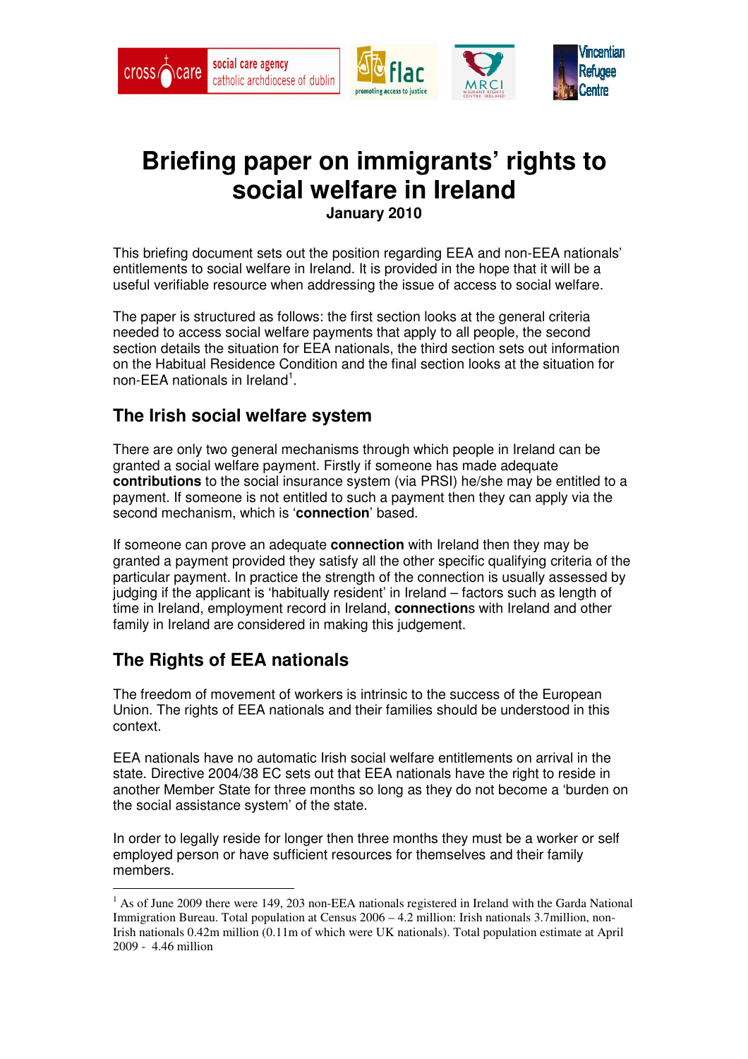# Briefing paper on immigrants' rights to social welfare in Ireland

**January 2010**

This briefing document sets out the position regarding EEA and non-EEA nationals' entitlements to social welfare in Ireland. It is provided in the hope that it will be a useful verifiable resource when addressing the issue of access to social welfare.

The paper is structured as follows: the first section looks at the general criteria needed to access social welfare payments that apply to all people, the second section details the situation for EEA nationals, the third section sets out information on the Habitual Residence Condition and the final section looks at the situation for non-EEA nationals in Ireland[1].

## The Irish social welfare system

There are only two general mechanisms through which people in Ireland can be granted a social welfare payment. Firstly if someone has made adequate **contributions** to the social insurance system (via PRSI) he/she may be entitled to a payment. If someone is not entitled to such a payment then they can apply via the second mechanism, which is '**connection**' based.

If someone can prove an adequate **connection** with Ireland then they may be granted a payment provided they satisfy all the other specific qualifying criteria of the particular payment. In practice the strength of the connection is usually assessed by judging if the applicant is 'habitually resident' in Ireland – factors such as length of time in Ireland, employment record in Ireland, **connection**s with Ireland and other family in Ireland are considered in making this judgement.

## The Rights of EEA nationals

The freedom of movement of workers is intrinsic to the success of the European Union. The rights of EEA nationals and their families should be understood in this context.

EEA nationals have no automatic Irish social welfare entitlements on arrival in the state. Directive 2004/38 EC sets out that EEA nationals have the right to reside in another Member State for three months so long as they do not become a 'burden on the social assistance system' of the state.

In order to legally reside for longer then three months they must be a worker or self employed person or have sufficient resources for themselves and their family members.

---

[1] As of June 2009 there were 149, 203 non-EEA nationals registered in Ireland with the Garda National Immigration Bureau. Total population at Census 2006 – 4.2 million: Irish nationals 3.7million, non-Irish nationals 0.42m million (0.11m of which were UK nationals). Total population estimate at April 2009 - 4.46 million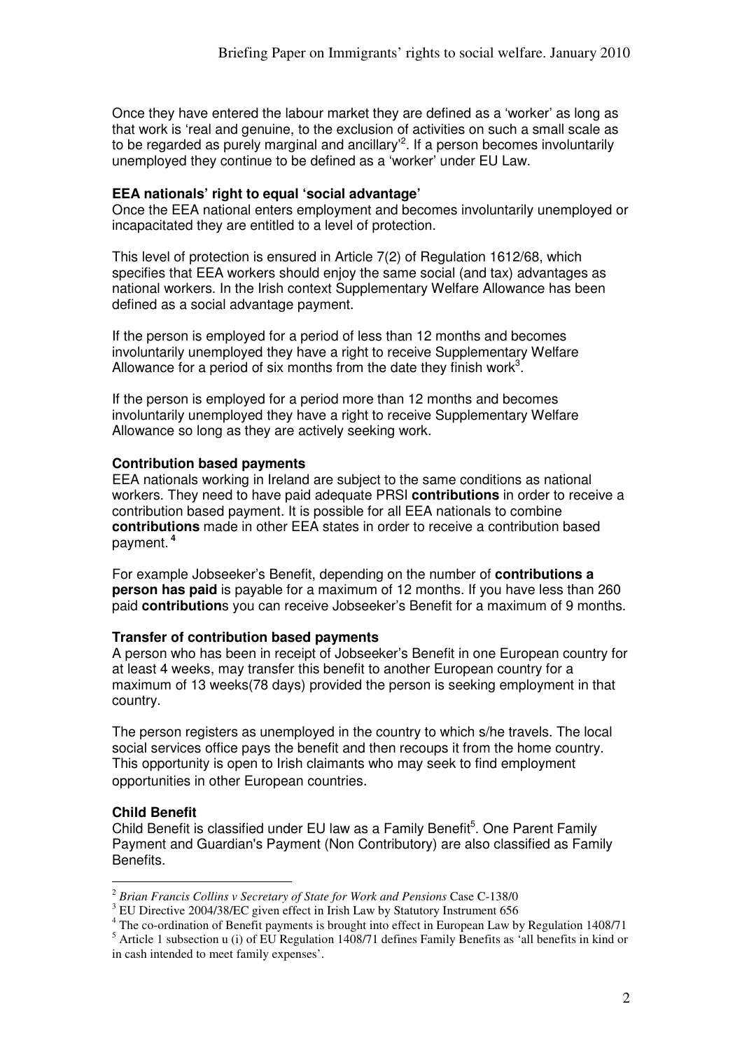Once they have entered the labour market they are defined as a 'worker' as long as that work is 'real and genuine, to the exclusion of activities on such a small scale as to be regarded as purely marginal and ancillary'[2]. If a person becomes involuntarily unemployed they continue to be defined as a 'worker' under EU Law.

**EEA nationals' right to equal 'social advantage'**

Once the EEA national enters employment and becomes involuntarily unemployed or incapacitated they are entitled to a level of protection.

This level of protection is ensured in Article 7(2) of Regulation 1612/68, which specifies that EEA workers should enjoy the same social (and tax) advantages as national workers. In the Irish context Supplementary Welfare Allowance has been defined as a social advantage payment.

If the person is employed for a period of less than 12 months and becomes involuntarily unemployed they have a right to receive Supplementary Welfare Allowance for a period of six months from the date they finish work[3].

If the person is employed for a period more than 12 months and becomes involuntarily unemployed they have a right to receive Supplementary Welfare Allowance so long as they are actively seeking work.

**Contribution based payments**

EEA nationals working in Ireland are subject to the same conditions as national workers. They need to have paid adequate PRSI **contributions** in order to receive a contribution based payment. It is possible for all EEA nationals to combine **contributions** made in other EEA states in order to receive a contribution based payment.[4]

For example Jobseeker's Benefit, depending on the number of **contributions a person has paid** is payable for a maximum of 12 months. If you have less than 260 paid **contribution**s you can receive Jobseeker's Benefit for a maximum of 9 months.

**Transfer of contribution based payments**

A person who has been in receipt of Jobseeker's Benefit in one European country for at least 4 weeks, may transfer this benefit to another European country for a maximum of 13 weeks(78 days) provided the person is seeking employment in that country.

The person registers as unemployed in the country to which s/he travels. The local social services office pays the benefit and then recoups it from the home country. This opportunity is open to Irish claimants who may seek to find employment opportunities in other European countries.

**Child Benefit**

Child Benefit is classified under EU law as a Family Benefit[5]. One Parent Family Payment and Guardian's Payment (Non Contributory) are also classified as Family Benefits.

---

[2] *Brian Francis Collins v Secretary of State for Work and Pensions* Case C-138/0

[3] EU Directive 2004/38/EC given effect in Irish Law by Statutory Instrument 656

[4] The co-ordination of Benefit payments is brought into effect in European Law by Regulation 1408/71

[5] Article 1 subsection u (i) of EU Regulation 1408/71 defines Family Benefits as 'all benefits in kind or in cash intended to meet family expenses'.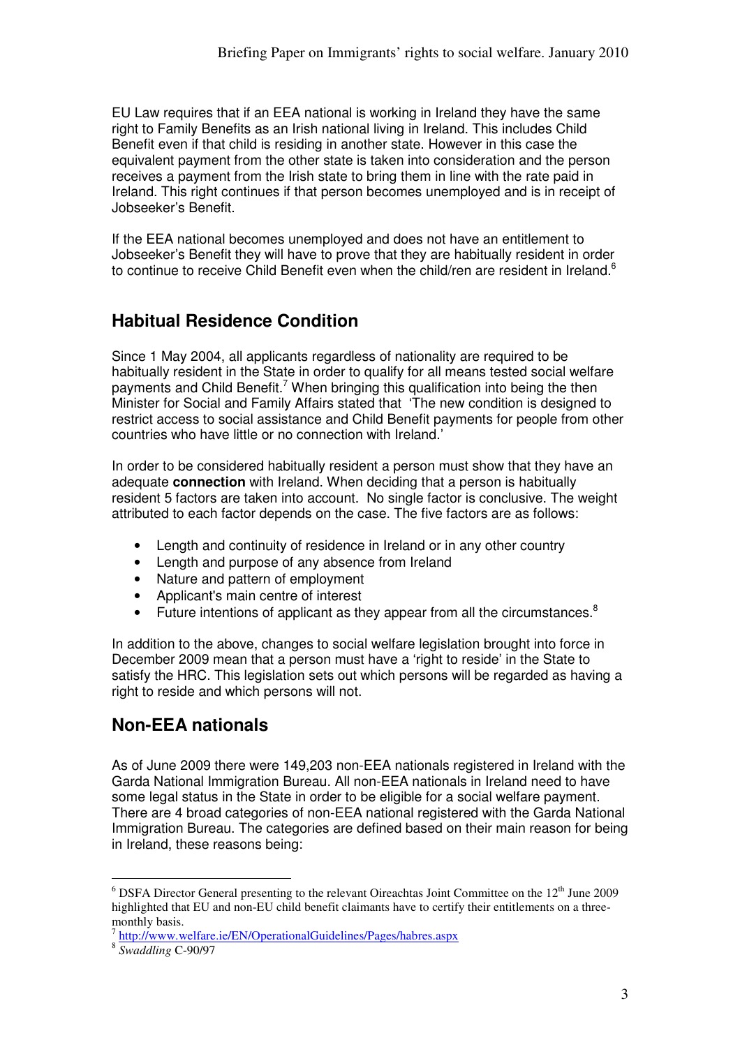EU Law requires that if an EEA national is working in Ireland they have the same right to Family Benefits as an Irish national living in Ireland. This includes Child Benefit even if that child is residing in another state. However in this case the equivalent payment from the other state is taken into consideration and the person receives a payment from the Irish state to bring them in line with the rate paid in Ireland. This right continues if that person becomes unemployed and is in receipt of Jobseeker's Benefit.

If the EEA national becomes unemployed and does not have an entitlement to Jobseeker's Benefit they will have to prove that they are habitually resident in order to continue to receive Child Benefit even when the child/ren are resident in Ireland.[6]

## Habitual Residence Condition

Since 1 May 2004, all applicants regardless of nationality are required to be habitually resident in the State in order to qualify for all means tested social welfare payments and Child Benefit.[7] When bringing this qualification into being the then Minister for Social and Family Affairs stated that 'The new condition is designed to restrict access to social assistance and Child Benefit payments for people from other countries who have little or no connection with Ireland.'

In order to be considered habitually resident a person must show that they have an adequate **connection** with Ireland. When deciding that a person is habitually resident 5 factors are taken into account. No single factor is conclusive. The weight attributed to each factor depends on the case. The five factors are as follows:

- Length and continuity of residence in Ireland or in any other country
- Length and purpose of any absence from Ireland
- Nature and pattern of employment
- Applicant's main centre of interest
- Future intentions of applicant as they appear from all the circumstances.[8]

In addition to the above, changes to social welfare legislation brought into force in December 2009 mean that a person must have a 'right to reside' in the State to satisfy the HRC. This legislation sets out which persons will be regarded as having a right to reside and which persons will not.

## Non-EEA nationals

As of June 2009 there were 149,203 non-EEA nationals registered in Ireland with the Garda National Immigration Bureau. All non-EEA nationals in Ireland need to have some legal status in the State in order to be eligible for a social welfare payment. There are 4 broad categories of non-EEA national registered with the Garda National Immigration Bureau. The categories are defined based on their main reason for being in Ireland, these reasons being:

---

[6] DSFA Director General presenting to the relevant Oireachtas Joint Committee on the 12th June 2009 highlighted that EU and non-EU child benefit claimants have to certify their entitlements on a three-monthly basis.

[7] http://www.welfare.ie/EN/OperationalGuidelines/Pages/habres.aspx

[8] *Swaddling* C-90/97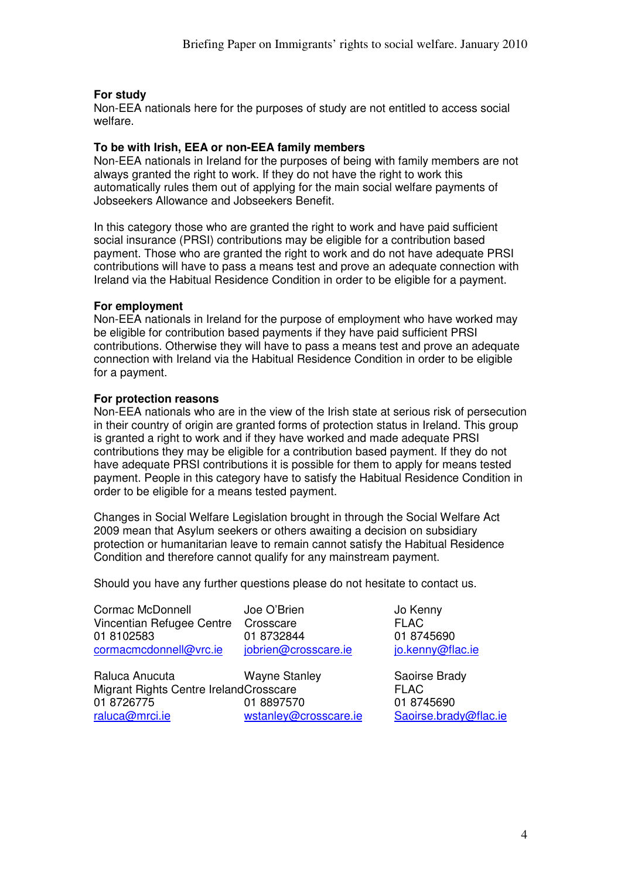**For study**

Non-EEA nationals here for the purposes of study are not entitled to access social welfare.

**To be with Irish, EEA or non-EEA family members**

Non-EEA nationals in Ireland for the purposes of being with family members are not always granted the right to work. If they do not have the right to work this automatically rules them out of applying for the main social welfare payments of Jobseekers Allowance and Jobseekers Benefit.

In this category those who are granted the right to work and have paid sufficient social insurance (PRSI) contributions may be eligible for a contribution based payment. Those who are granted the right to work and do not have adequate PRSI contributions will have to pass a means test and prove an adequate connection with Ireland via the Habitual Residence Condition in order to be eligible for a payment.

**For employment**

Non-EEA nationals in Ireland for the purpose of employment who have worked may be eligible for contribution based payments if they have paid sufficient PRSI contributions. Otherwise they will have to pass a means test and prove an adequate connection with Ireland via the Habitual Residence Condition in order to be eligible for a payment.

**For protection reasons**

Non-EEA nationals who are in the view of the Irish state at serious risk of persecution in their country of origin are granted forms of protection status in Ireland. This group is granted a right to work and if they have worked and made adequate PRSI contributions they may be eligible for a contribution based payment. If they do not have adequate PRSI contributions it is possible for them to apply for means tested payment. People in this category have to satisfy the Habitual Residence Condition in order to be eligible for a means tested payment.

Changes in Social Welfare Legislation brought in through the Social Welfare Act 2009 mean that Asylum seekers or others awaiting a decision on subsidiary protection or humanitarian leave to remain cannot satisfy the Habitual Residence Condition and therefore cannot qualify for any mainstream payment.

Should you have any further questions please do not hesitate to contact us.

Cormac McDonnell
Vincentian Refugee Centre
01 8102583
cormacmcdonnell@vrc.ie

Joe O'Brien
Crosscare
01 8732844
jobrien@crosscare.ie

Jo Kenny
FLAC
01 8745690
jo.kenny@flac.ie

Raluca Anucuta
Migrant Rights Centre Ireland
01 8726775
raluca@mrci.ie

Wayne Stanley
Crosscare
01 8897570
wstanley@crosscare.ie

Saoirse Brady
FLAC
01 8745690
Saoirse.brady@flac.ie